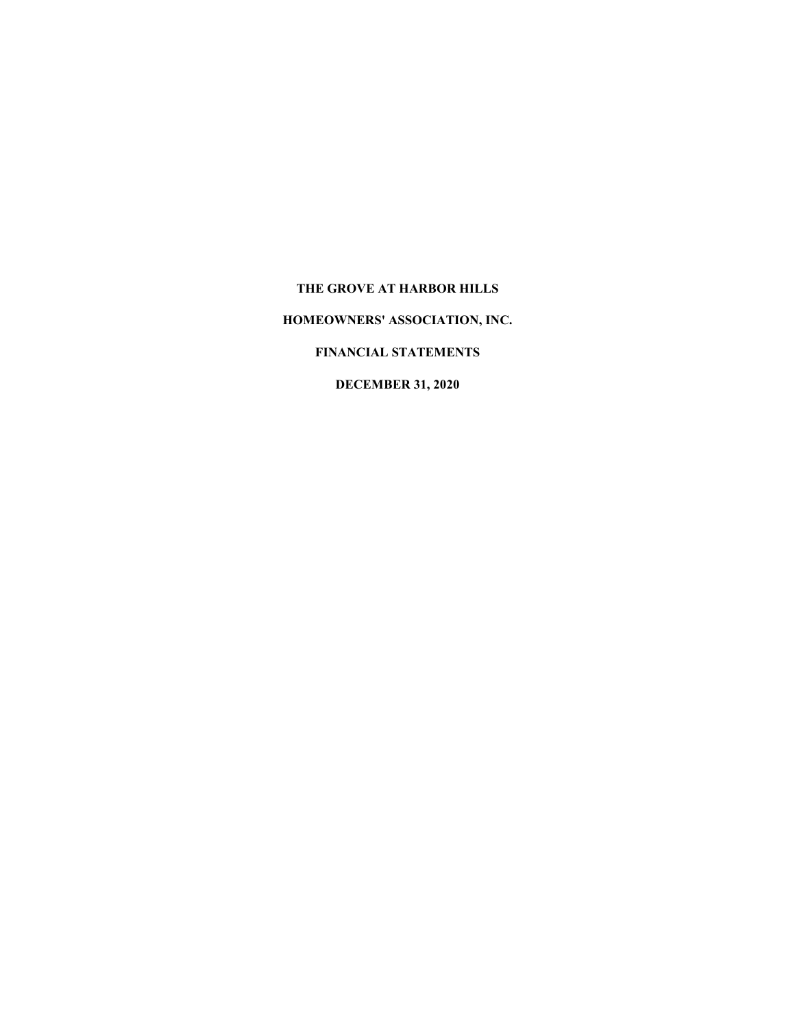# THE GROVE AT HARBOR HILLS

# HOMEOWNERS' ASSOCIATION, INC.

# FINANCIAL STATEMENTS

# DECEMBER 31, 2020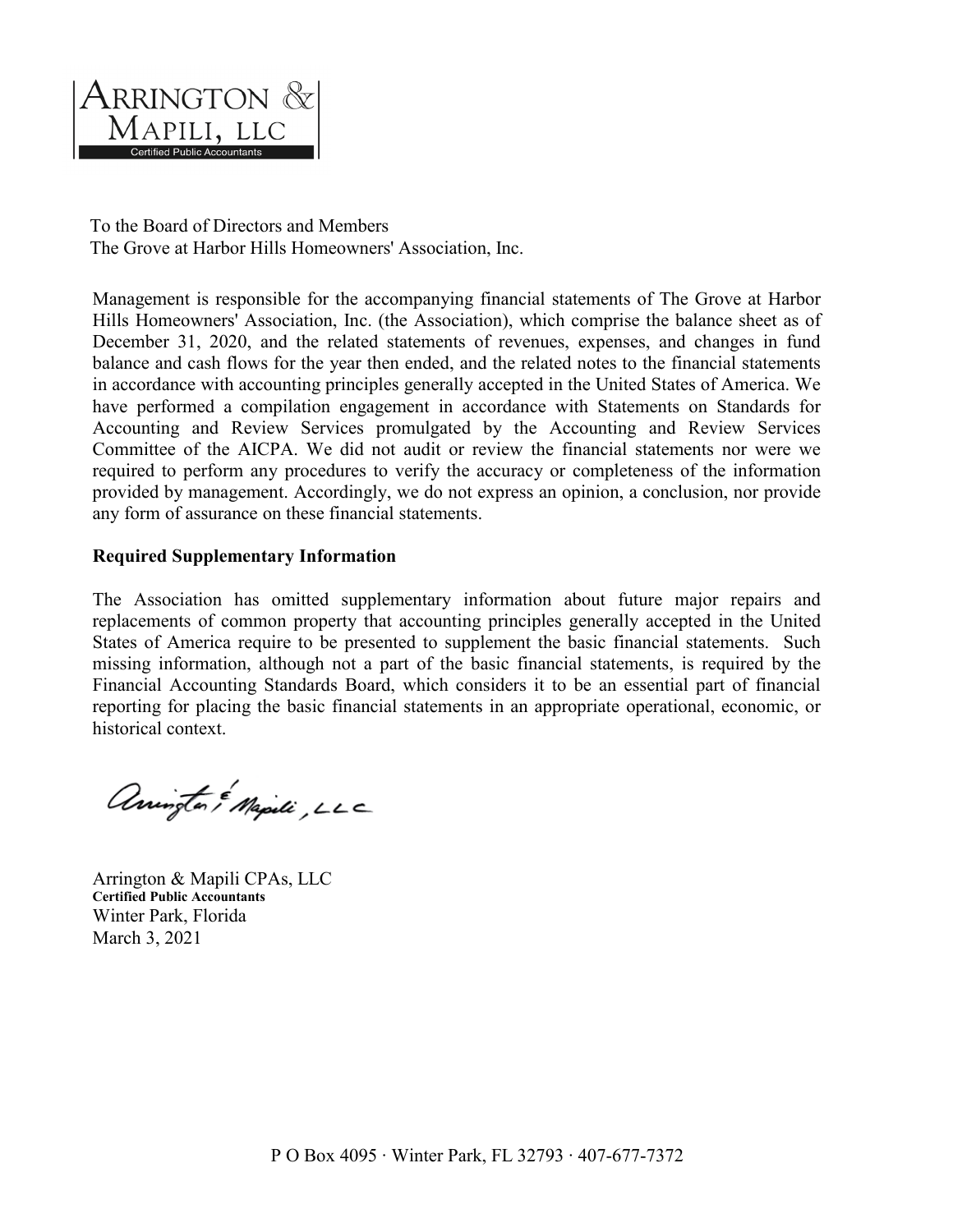ARRINGTON & MAPILI, LLC
Certified Public Accountants

To the Board of Directors and Members
The Grove at Harbor Hills Homeowners' Association, Inc.

Management is responsible for the accompanying financial statements of The Grove at Harbor Hills Homeowners' Association, Inc. (the Association), which comprise the balance sheet as of December 31, 2020, and the related statements of revenues, expenses, and changes in fund balance and cash flows for the year then ended, and the related notes to the financial statements in accordance with accounting principles generally accepted in the United States of America. We have performed a compilation engagement in accordance with Statements on Standards for Accounting and Review Services promulgated by the Accounting and Review Services Committee of the AICPA. We did not audit or review the financial statements nor were we required to perform any procedures to verify the accuracy or completeness of the information provided by management. Accordingly, we do not express an opinion, a conclusion, nor provide any form of assurance on these financial statements.

**Required Supplementary Information**

The Association has omitted supplementary information about future major repairs and replacements of common property that accounting principles generally accepted in the United States of America require to be presented to supplement the basic financial statements. Such missing information, although not a part of the basic financial statements, is required by the Financial Accounting Standards Board, which considers it to be an essential part of financial reporting for placing the basic financial statements in an appropriate operational, economic, or historical context.

Arrington & Mapili, LLC

Arrington & Mapili CPAs, LLC
**Certified Public Accountants**
Winter Park, Florida
March 3, 2021

P O Box 4095 · Winter Park, FL 32793 · 407-677-7372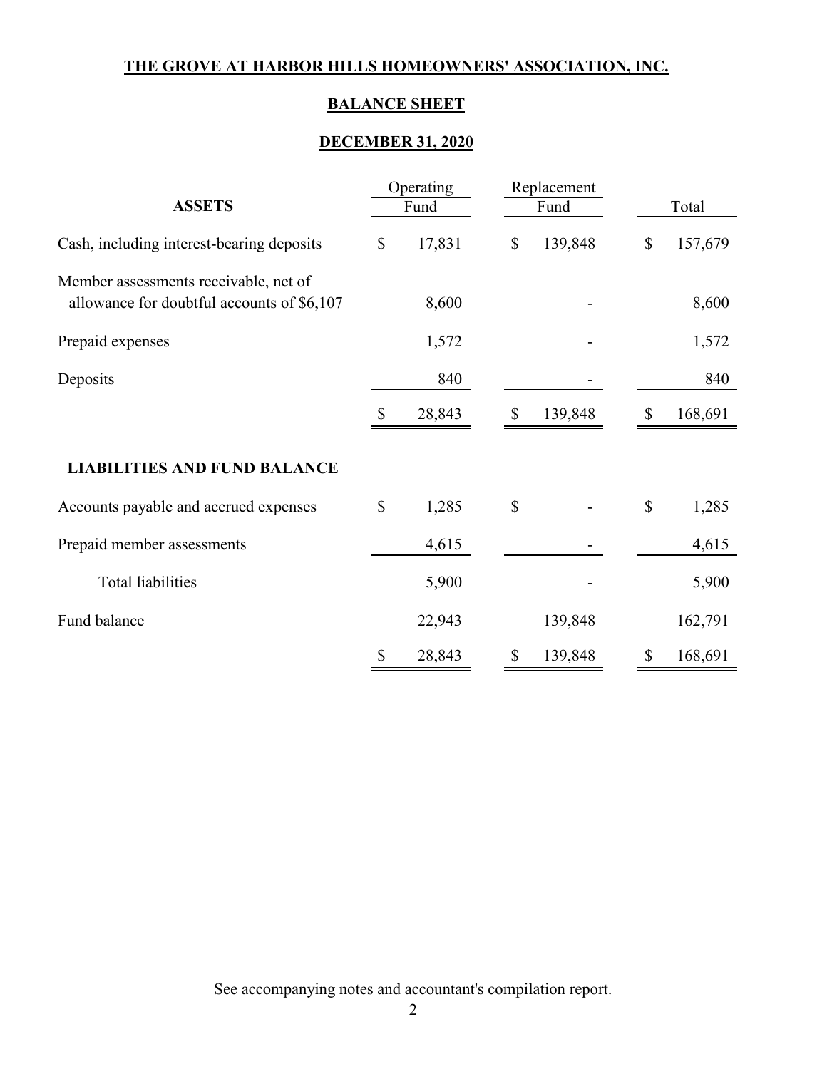**THE GROVE AT HARBOR HILLS HOMEOWNERS' ASSOCIATION, INC.**

**BALANCE SHEET**

**DECEMBER 31, 2020**

| **ASSETS** | Operating Fund | Replacement Fund | Total |
|---|---|---|---|
| Cash, including interest-bearing deposits | $ 17,831 | $ 139,848 | $ 157,679 |
| Member assessments receivable, net of allowance for doubtful accounts of $6,107 | 8,600 | - | 8,600 |
| Prepaid expenses | 1,572 | - | 1,572 |
| Deposits | 840 | - | 840 |
| | $ 28,843 | $ 139,848 | $ 168,691 |
| **LIABILITIES AND FUND BALANCE** | | | |
| Accounts payable and accrued expenses | $ 1,285 | $ - | $ 1,285 |
| Prepaid member assessments | 4,615 | - | 4,615 |
| Total liabilities | 5,900 | - | 5,900 |
| Fund balance | 22,943 | 139,848 | 162,791 |
| | $ 28,843 | $ 139,848 | $ 168,691 |

See accompanying notes and accountant's compilation report.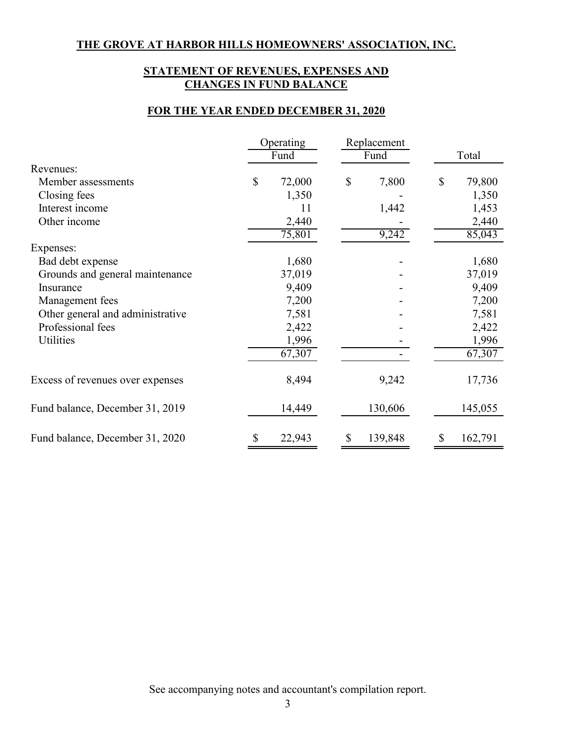**THE GROVE AT HARBOR HILLS HOMEOWNERS' ASSOCIATION, INC.**

**STATEMENT OF REVENUES, EXPENSES AND CHANGES IN FUND BALANCE**

**FOR THE YEAR ENDED DECEMBER 31, 2020**

| | Operating Fund | Replacement Fund | Total |
|---|---|---|---|
| Revenues: | | | |
| Member assessments | $ 72,000 | $ 7,800 | $ 79,800 |
| Closing fees | 1,350 | - | 1,350 |
| Interest income | 11 | 1,442 | 1,453 |
| Other income | 2,440 | - | 2,440 |
| | 75,801 | 9,242 | 85,043 |
| Expenses: | | | |
| Bad debt expense | 1,680 | - | 1,680 |
| Grounds and general maintenance | 37,019 | - | 37,019 |
| Insurance | 9,409 | - | 9,409 |
| Management fees | 7,200 | - | 7,200 |
| Other general and administrative | 7,581 | - | 7,581 |
| Professional fees | 2,422 | - | 2,422 |
| Utilities | 1,996 | - | 1,996 |
| | 67,307 | - | 67,307 |
| Excess of revenues over expenses | 8,494 | 9,242 | 17,736 |
| Fund balance, December 31, 2019 | 14,449 | 130,606 | 145,055 |
| Fund balance, December 31, 2020 | $ 22,943 | $ 139,848 | $ 162,791 |

See accompanying notes and accountant's compilation report.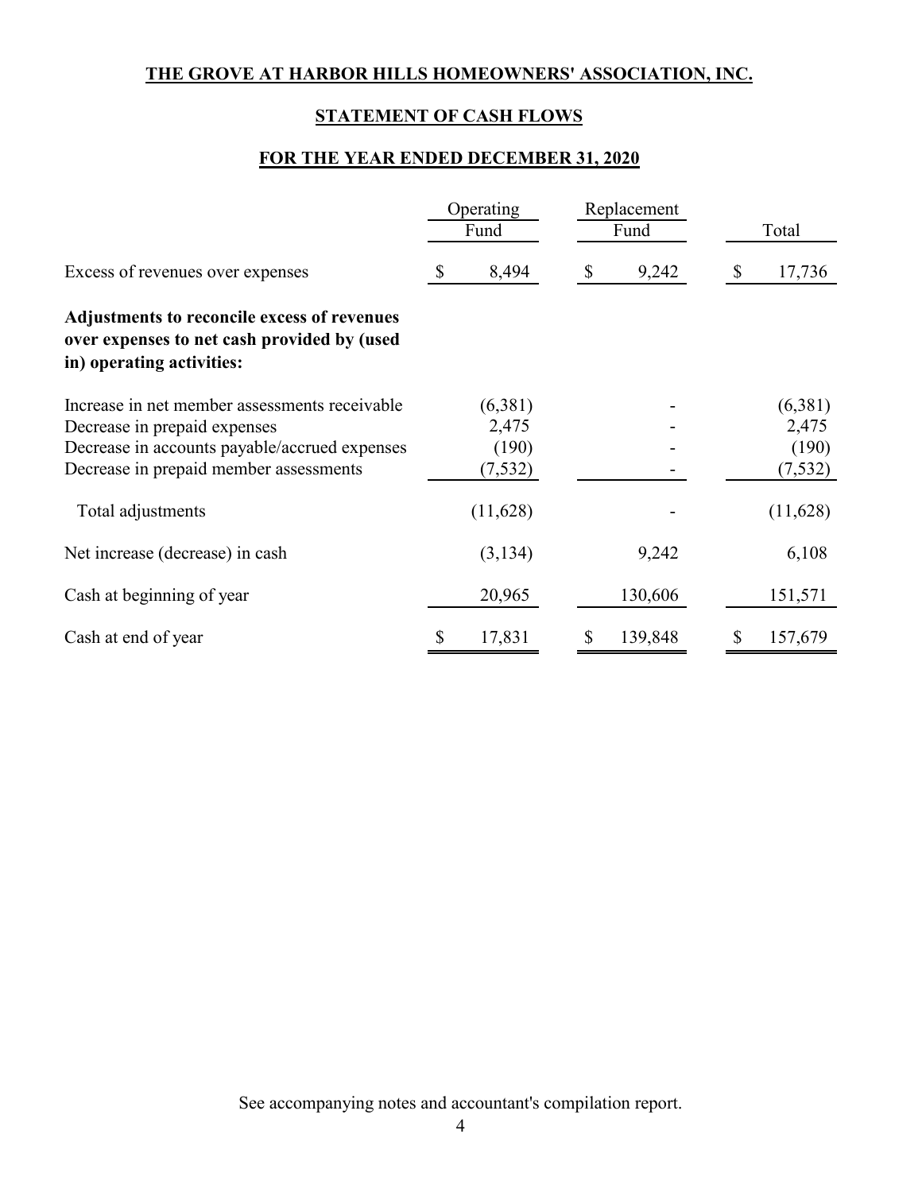# THE GROVE AT HARBOR HILLS HOMEOWNERS' ASSOCIATION, INC.

## STATEMENT OF CASH FLOWS

## FOR THE YEAR ENDED DECEMBER 31, 2020

| | Operating Fund | Replacement Fund | Total |
|---|---|---|---|
| Excess of revenues over expenses | $ 8,494 | $ 9,242 | $ 17,736 |
| **Adjustments to reconcile excess of revenues over expenses to net cash provided by (used in) operating activities:** | | | |
| Increase in net member assessments receivable | (6,381) | - | (6,381) |
| Decrease in prepaid expenses | 2,475 | - | 2,475 |
| Decrease in accounts payable/accrued expenses | (190) | - | (190) |
| Decrease in prepaid member assessments | (7,532) | - | (7,532) |
| Total adjustments | (11,628) | - | (11,628) |
| Net increase (decrease) in cash | (3,134) | 9,242 | 6,108 |
| Cash at beginning of year | 20,965 | 130,606 | 151,571 |
| Cash at end of year | $ 17,831 | $ 139,848 | $ 157,679 |

See accompanying notes and accountant's compilation report.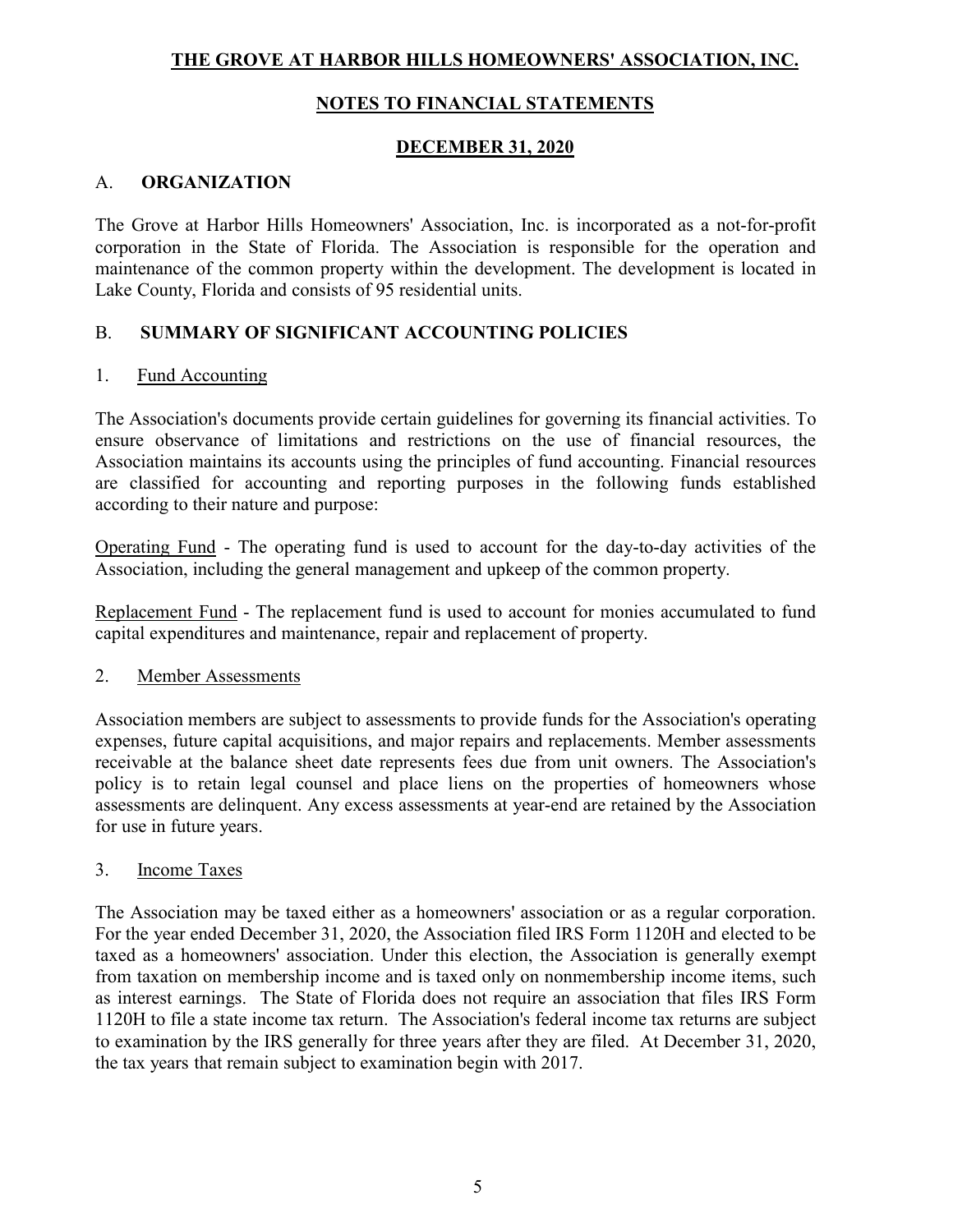# THE GROVE AT HARBOR HILLS HOMEOWNERS' ASSOCIATION, INC.

## NOTES TO FINANCIAL STATEMENTS

## DECEMBER 31, 2020

### A. ORGANIZATION

The Grove at Harbor Hills Homeowners' Association, Inc. is incorporated as a not-for-profit corporation in the State of Florida. The Association is responsible for the operation and maintenance of the common property within the development. The development is located in Lake County, Florida and consists of 95 residential units.

### B. SUMMARY OF SIGNIFICANT ACCOUNTING POLICIES

#### 1. Fund Accounting

The Association's documents provide certain guidelines for governing its financial activities. To ensure observance of limitations and restrictions on the use of financial resources, the Association maintains its accounts using the principles of fund accounting. Financial resources are classified for accounting and reporting purposes in the following funds established according to their nature and purpose:

Operating Fund - The operating fund is used to account for the day-to-day activities of the Association, including the general management and upkeep of the common property.

Replacement Fund - The replacement fund is used to account for monies accumulated to fund capital expenditures and maintenance, repair and replacement of property.

#### 2. Member Assessments

Association members are subject to assessments to provide funds for the Association's operating expenses, future capital acquisitions, and major repairs and replacements. Member assessments receivable at the balance sheet date represents fees due from unit owners. The Association's policy is to retain legal counsel and place liens on the properties of homeowners whose assessments are delinquent. Any excess assessments at year-end are retained by the Association for use in future years.

#### 3. Income Taxes

The Association may be taxed either as a homeowners' association or as a regular corporation. For the year ended December 31, 2020, the Association filed IRS Form 1120H and elected to be taxed as a homeowners' association. Under this election, the Association is generally exempt from taxation on membership income and is taxed only on nonmembership income items, such as interest earnings. The State of Florida does not require an association that files IRS Form 1120H to file a state income tax return. The Association's federal income tax returns are subject to examination by the IRS generally for three years after they are filed. At December 31, 2020, the tax years that remain subject to examination begin with 2017.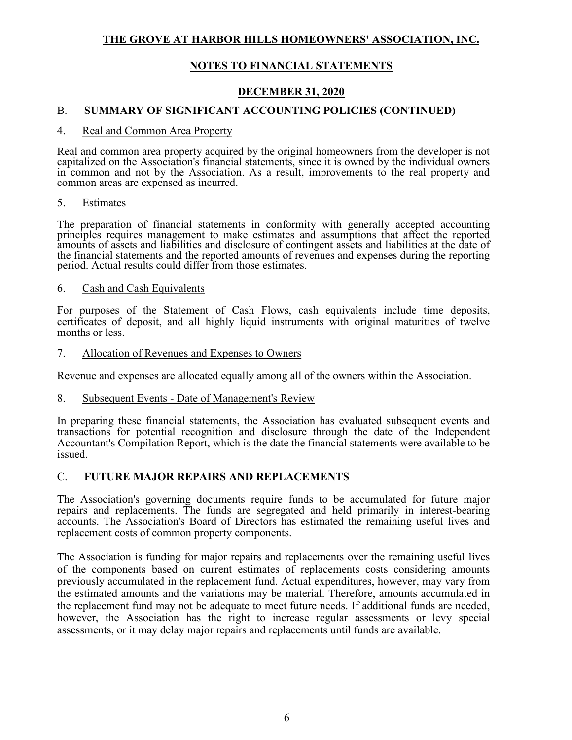# THE GROVE AT HARBOR HILLS HOMEOWNERS' ASSOCIATION, INC.

## NOTES TO FINANCIAL STATEMENTS

### DECEMBER 31, 2020

## B. SUMMARY OF SIGNIFICANT ACCOUNTING POLICIES (CONTINUED)

4. Real and Common Area Property

Real and common area property acquired by the original homeowners from the developer is not capitalized on the Association's financial statements, since it is owned by the individual owners in common and not by the Association. As a result, improvements to the real property and common areas are expensed as incurred.

5. Estimates

The preparation of financial statements in conformity with generally accepted accounting principles requires management to make estimates and assumptions that affect the reported amounts of assets and liabilities and disclosure of contingent assets and liabilities at the date of the financial statements and the reported amounts of revenues and expenses during the reporting period. Actual results could differ from those estimates.

6. Cash and Cash Equivalents

For purposes of the Statement of Cash Flows, cash equivalents include time deposits, certificates of deposit, and all highly liquid instruments with original maturities of twelve months or less.

7. Allocation of Revenues and Expenses to Owners

Revenue and expenses are allocated equally among all of the owners within the Association.

8. Subsequent Events - Date of Management's Review

In preparing these financial statements, the Association has evaluated subsequent events and transactions for potential recognition and disclosure through the date of the Independent Accountant's Compilation Report, which is the date the financial statements were available to be issued.

## C. FUTURE MAJOR REPAIRS AND REPLACEMENTS

The Association's governing documents require funds to be accumulated for future major repairs and replacements. The funds are segregated and held primarily in interest-bearing accounts. The Association's Board of Directors has estimated the remaining useful lives and replacement costs of common property components.

The Association is funding for major repairs and replacements over the remaining useful lives of the components based on current estimates of replacements costs considering amounts previously accumulated in the replacement fund. Actual expenditures, however, may vary from the estimated amounts and the variations may be material. Therefore, amounts accumulated in the replacement fund may not be adequate to meet future needs. If additional funds are needed, however, the Association has the right to increase regular assessments or levy special assessments, or it may delay major repairs and replacements until funds are available.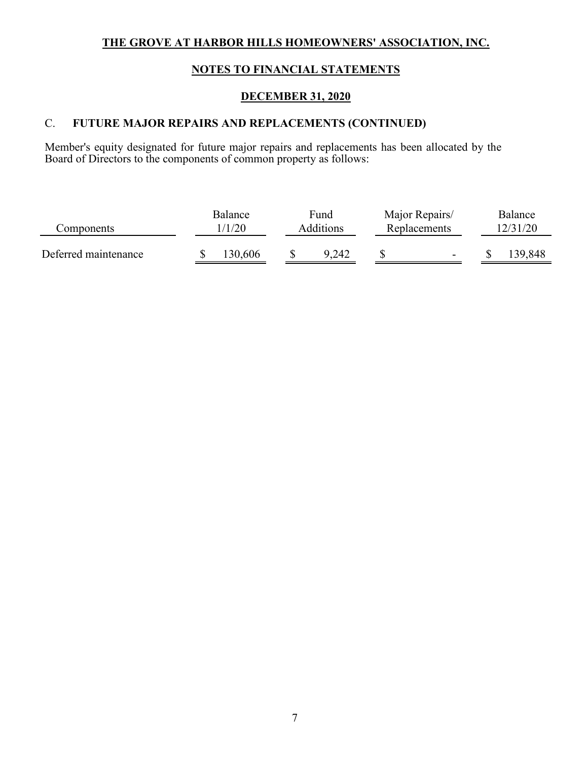**THE GROVE AT HARBOR HILLS HOMEOWNERS' ASSOCIATION, INC.**

**NOTES TO FINANCIAL STATEMENTS**

**DECEMBER 31, 2020**

## C. FUTURE MAJOR REPAIRS AND REPLACEMENTS (CONTINUED)

Member's equity designated for future major repairs and replacements has been allocated by the Board of Directors to the components of common property as follows:

| Components | Balance 1/1/20 | Fund Additions | Major Repairs/ Replacements | Balance 12/31/20 |
|---|---|---|---|---|
| Deferred maintenance | $ 130,606 | $ 9,242 | $ - | $ 139,848 |